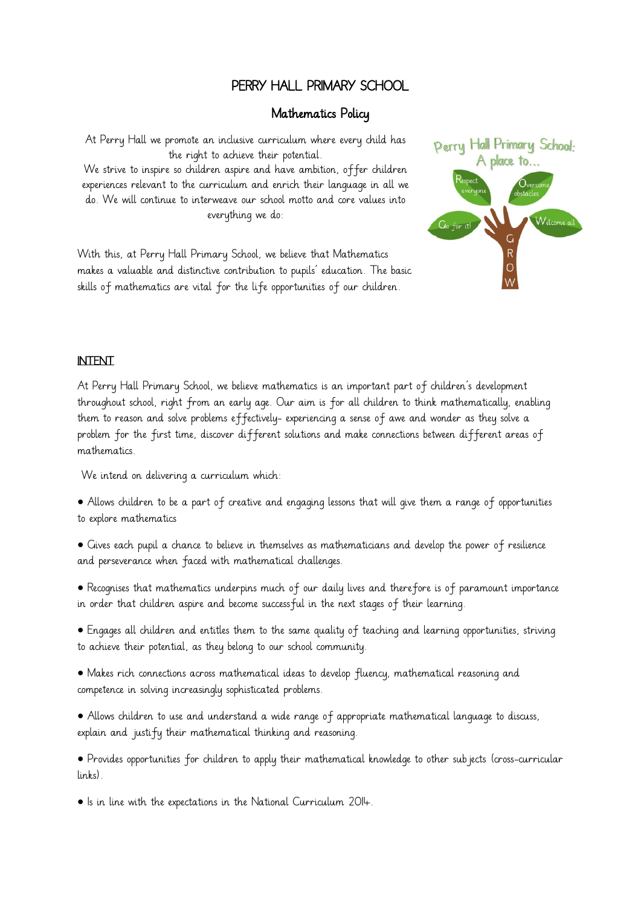# PERRY HALL PRIMARY SCHOOL

## Mathematics Policy

At Perry Hall we promote an inclusive curriculum where every child has the right to achieve their potential.
We strive to inspire so children aspire and have ambition, offer children experiences relevant to the curriculum and enrich their language in all we do. We will continue to interweave our school motto and core values into everything we do:

Perry Hall Primary School: A place to...

Respect everyone
Overcome obstacles
Go for it!
Welcome all

GROW

With this, at Perry Hall Primary School, we believe that Mathematics makes a valuable and distinctive contribution to pupils' education. The basic skills of mathematics are vital for the life opportunities of our children.

### INTENT

At Perry Hall Primary School, we believe mathematics is an important part of children's development throughout school, right from an early age. Our aim is for all children to think mathematically, enabling them to reason and solve problems effectively- experiencing a sense of awe and wonder as they solve a problem for the first time, discover different solutions and make connections between different areas of mathematics.

We intend on delivering a curriculum which:

- Allows children to be a part of creative and engaging lessons that will give them a range of opportunities to explore mathematics
- Gives each pupil a chance to believe in themselves as mathematicians and develop the power of resilience and perseverance when faced with mathematical challenges.
- Recognises that mathematics underpins much of our daily lives and therefore is of paramount importance in order that children aspire and become successful in the next stages of their learning.
- Engages all children and entitles them to the same quality of teaching and learning opportunities, striving to achieve their potential, as they belong to our school community.
- Makes rich connections across mathematical ideas to develop fluency, mathematical reasoning and competence in solving increasingly sophisticated problems.
- Allows children to use and understand a wide range of appropriate mathematical language to discuss, explain and justify their mathematical thinking and reasoning.
- Provides opportunities for children to apply their mathematical knowledge to other subjects (cross-curricular links).
- Is in line with the expectations in the National Curriculum 2014.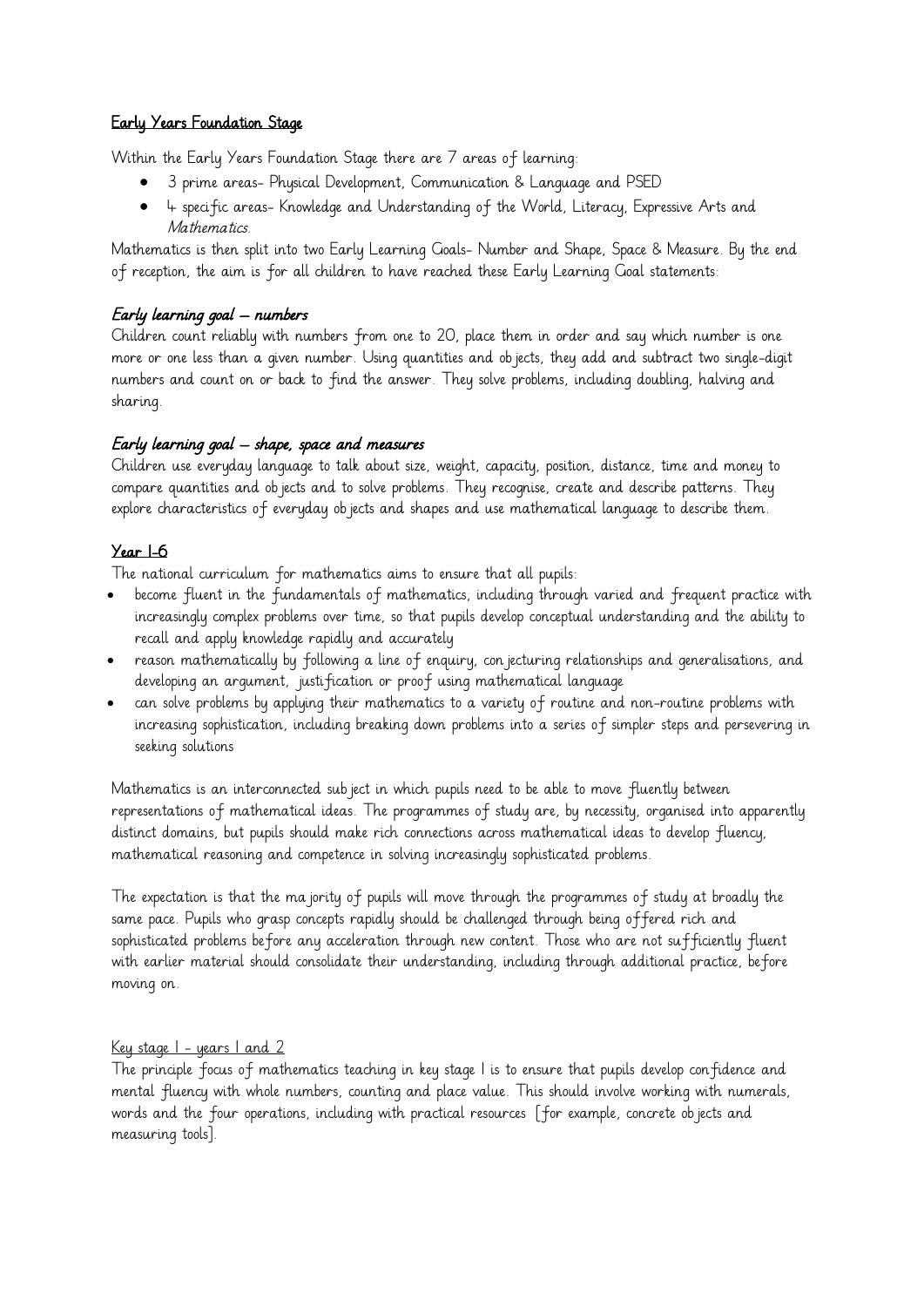## Early Years Foundation Stage

Within the Early Years Foundation Stage there are 7 areas of learning:

- 3 prime areas- Physical Development, Communication & Language and PSED
- 4 specific areas- Knowledge and Understanding of the World, Literacy, Expressive Arts and *Mathematics*.

Mathematics is then split into two Early Learning Goals- Number and Shape, Space & Measure. By the end of reception, the aim is for all children to have reached these Early Learning Goal statements:

### *Early learning goal – numbers*

Children count reliably with numbers from one to 20, place them in order and say which number is one more or one less than a given number. Using quantities and objects, they add and subtract two single-digit numbers and count on or back to find the answer. They solve problems, including doubling, halving and sharing.

### *Early learning goal – shape, space and measures*

Children use everyday language to talk about size, weight, capacity, position, distance, time and money to compare quantities and objects and to solve problems. They recognise, create and describe patterns. They explore characteristics of everyday objects and shapes and use mathematical language to describe them.

## Year 1-6

The national curriculum for mathematics aims to ensure that all pupils:

- become fluent in the fundamentals of mathematics, including through varied and frequent practice with increasingly complex problems over time, so that pupils develop conceptual understanding and the ability to recall and apply knowledge rapidly and accurately
- reason mathematically by following a line of enquiry, conjecturing relationships and generalisations, and developing an argument, justification or proof using mathematical language
- can solve problems by applying their mathematics to a variety of routine and non-routine problems with increasing sophistication, including breaking down problems into a series of simpler steps and persevering in seeking solutions

Mathematics is an interconnected subject in which pupils need to be able to move fluently between representations of mathematical ideas. The programmes of study are, by necessity, organised into apparently distinct domains, but pupils should make rich connections across mathematical ideas to develop fluency, mathematical reasoning and competence in solving increasingly sophisticated problems.

The expectation is that the majority of pupils will move through the programmes of study at broadly the same pace. Pupils who grasp concepts rapidly should be challenged through being offered rich and sophisticated problems before any acceleration through new content. Those who are not sufficiently fluent with earlier material should consolidate their understanding, including through additional practice, before moving on.

### Key stage 1 - years 1 and 2

The principle focus of mathematics teaching in key stage 1 is to ensure that pupils develop confidence and mental fluency with whole numbers, counting and place value. This should involve working with numerals, words and the four operations, including with practical resources [for example, concrete objects and measuring tools].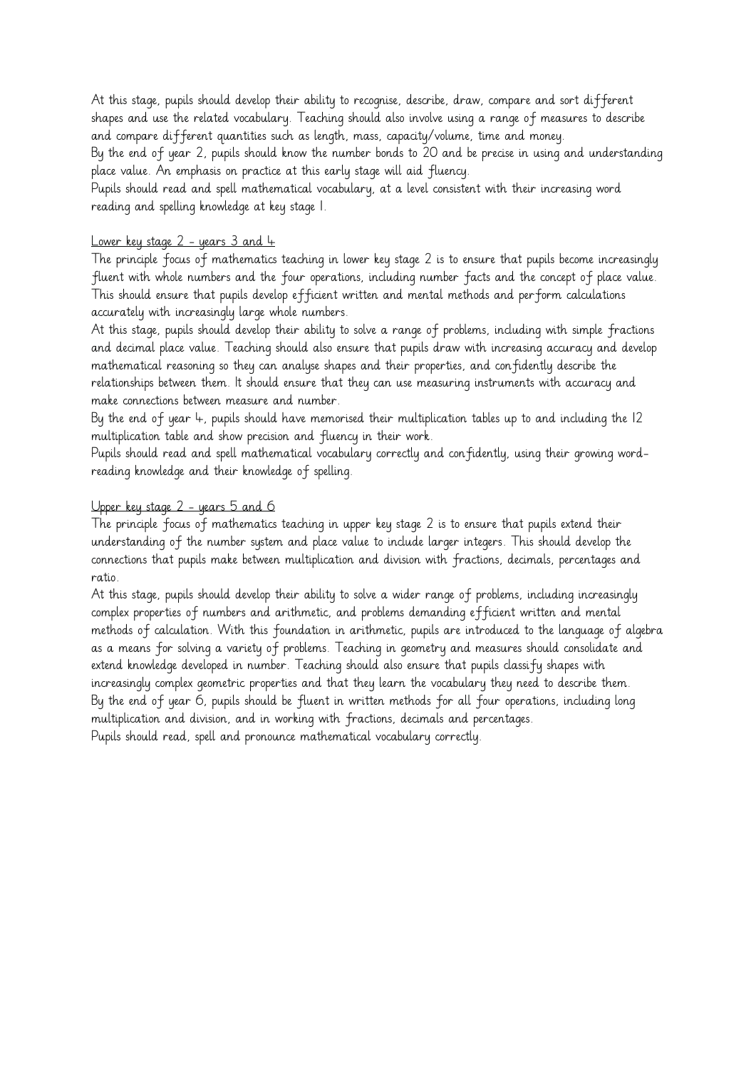At this stage, pupils should develop their ability to recognise, describe, draw, compare and sort different shapes and use the related vocabulary. Teaching should also involve using a range of measures to describe and compare different quantities such as length, mass, capacity/volume, time and money.

By the end of year 2, pupils should know the number bonds to 20 and be precise in using and understanding place value. An emphasis on practice at this early stage will aid fluency.

Pupils should read and spell mathematical vocabulary, at a level consistent with their increasing word reading and spelling knowledge at key stage 1.

## Lower key stage 2 - years 3 and 4

The principle focus of mathematics teaching in lower key stage 2 is to ensure that pupils become increasingly fluent with whole numbers and the four operations, including number facts and the concept of place value. This should ensure that pupils develop efficient written and mental methods and perform calculations accurately with increasingly large whole numbers.

At this stage, pupils should develop their ability to solve a range of problems, including with simple fractions and decimal place value. Teaching should also ensure that pupils draw with increasing accuracy and develop mathematical reasoning so they can analyse shapes and their properties, and confidently describe the relationships between them. It should ensure that they can use measuring instruments with accuracy and make connections between measure and number.

By the end of year 4, pupils should have memorised their multiplication tables up to and including the 12 multiplication table and show precision and fluency in their work.

Pupils should read and spell mathematical vocabulary correctly and confidently, using their growing word-reading knowledge and their knowledge of spelling.

## Upper key stage 2 - years 5 and 6

The principle focus of mathematics teaching in upper key stage 2 is to ensure that pupils extend their understanding of the number system and place value to include larger integers. This should develop the connections that pupils make between multiplication and division with fractions, decimals, percentages and ratio.

At this stage, pupils should develop their ability to solve a wider range of problems, including increasingly complex properties of numbers and arithmetic, and problems demanding efficient written and mental methods of calculation. With this foundation in arithmetic, pupils are introduced to the language of algebra as a means for solving a variety of problems. Teaching in geometry and measures should consolidate and extend knowledge developed in number. Teaching should also ensure that pupils classify shapes with increasingly complex geometric properties and that they learn the vocabulary they need to describe them.

By the end of year 6, pupils should be fluent in written methods for all four operations, including long multiplication and division, and in working with fractions, decimals and percentages.

Pupils should read, spell and pronounce mathematical vocabulary correctly.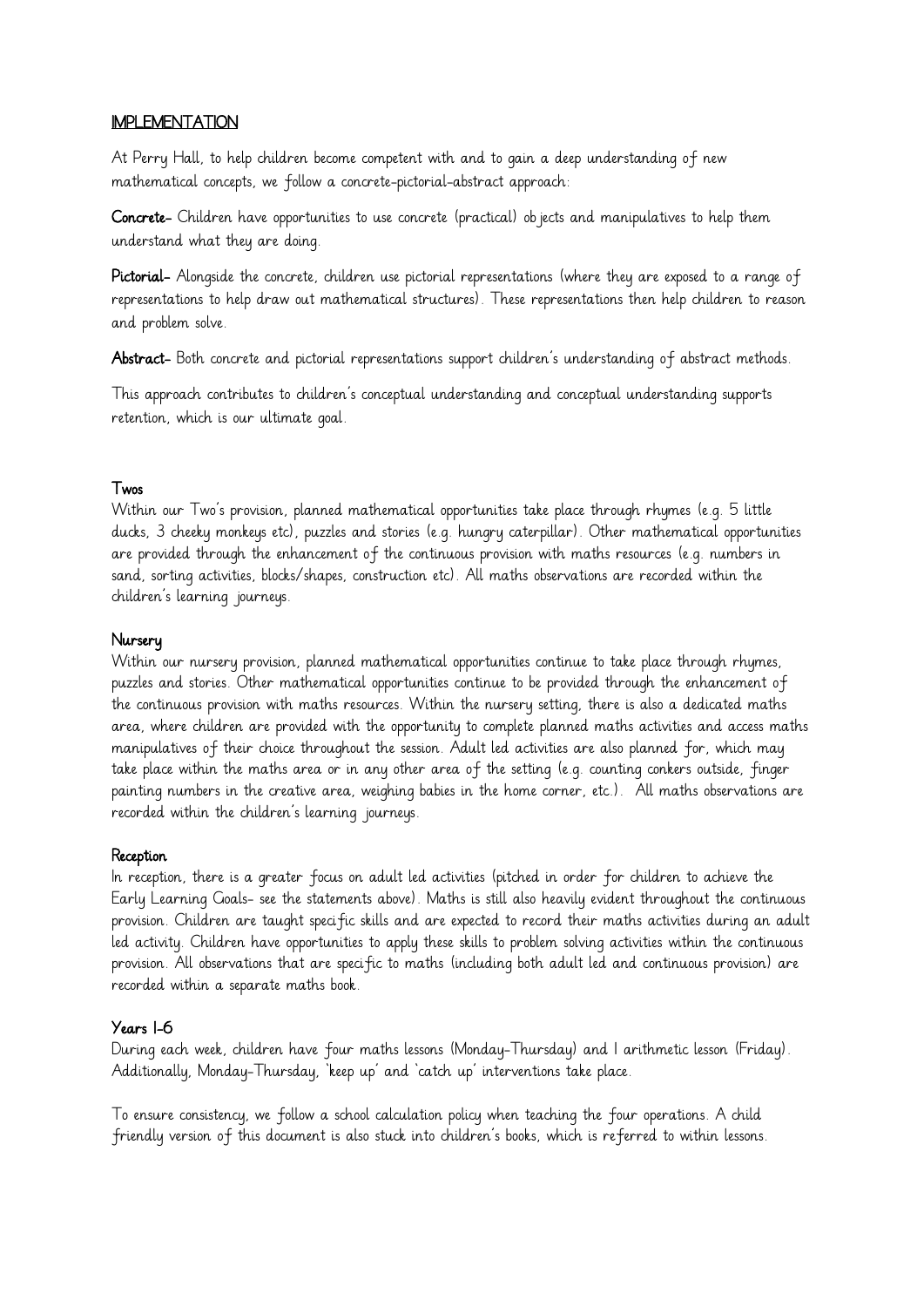## IMPLEMENTATION

At Perry Hall, to help children become competent with and to gain a deep understanding of new mathematical concepts, we follow a concrete-pictorial-abstract approach:

**Concrete-** Children have opportunities to use concrete (practical) objects and manipulatives to help them understand what they are doing.

**Pictorial-** Alongside the concrete, children use pictorial representations (where they are exposed to a range of representations to help draw out mathematical structures). These representations then help children to reason and problem solve.

**Abstract-** Both concrete and pictorial representations support children's understanding of abstract methods.

This approach contributes to children's conceptual understanding and conceptual understanding supports retention, which is our ultimate goal.

### Twos

Within our Two's provision, planned mathematical opportunities take place through rhymes (e.g. 5 little ducks, 3 cheeky monkeys etc), puzzles and stories (e.g. hungry caterpillar). Other mathematical opportunities are provided through the enhancement of the continuous provision with maths resources (e.g. numbers in sand, sorting activities, blocks/shapes, construction etc). All maths observations are recorded within the children's learning journeys.

### Nursery

Within our nursery provision, planned mathematical opportunities continue to take place through rhymes, puzzles and stories. Other mathematical opportunities continue to be provided through the enhancement of the continuous provision with maths resources. Within the nursery setting, there is also a dedicated maths area, where children are provided with the opportunity to complete planned maths activities and access maths manipulatives of their choice throughout the session. Adult led activities are also planned for, which may take place within the maths area or in any other area of the setting (e.g. counting conkers outside, finger painting numbers in the creative area, weighing babies in the home corner, etc.). All maths observations are recorded within the children's learning journeys.

### Reception

In reception, there is a greater focus on adult led activities (pitched in order for children to achieve the Early Learning Goals- see the statements above). Maths is still also heavily evident throughout the continuous provision. Children are taught specific skills and are expected to record their maths activities during an adult led activity. Children have opportunities to apply these skills to problem solving activities within the continuous provision. All observations that are specific to maths (including both adult led and continuous provision) are recorded within a separate maths book.

### Years 1-6

During each week, children have four maths lessons (Monday-Thursday) and 1 arithmetic lesson (Friday). Additionally, Monday-Thursday, 'keep up' and 'catch up' interventions take place.

To ensure consistency, we follow a school calculation policy when teaching the four operations. A child friendly version of this document is also stuck into children's books, which is referred to within lessons.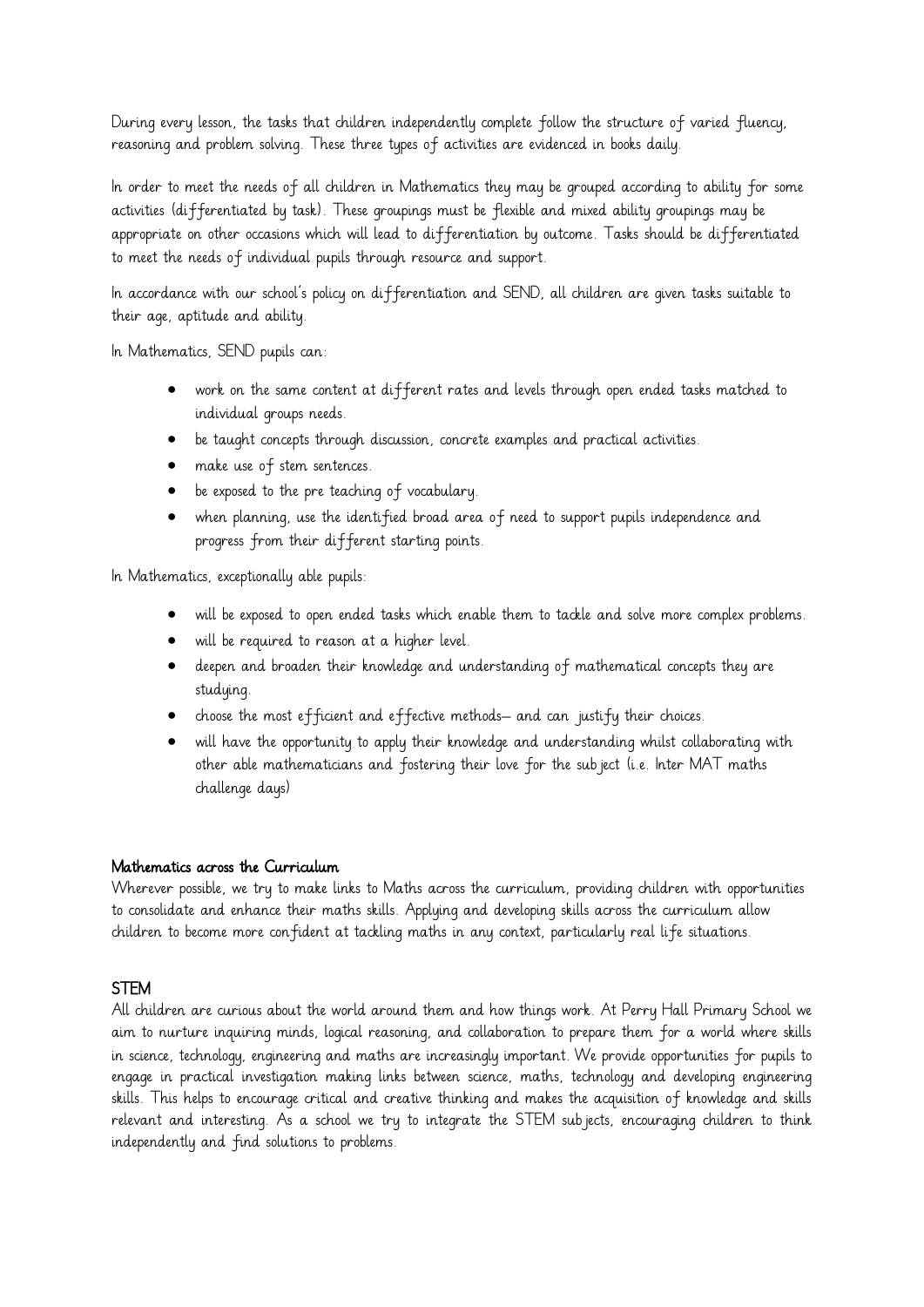During every lesson, the tasks that children independently complete follow the structure of varied fluency, reasoning and problem solving. These three types of activities are evidenced in books daily.

In order to meet the needs of all children in Mathematics they may be grouped according to ability for some activities (differentiated by task). These groupings must be flexible and mixed ability groupings may be appropriate on other occasions which will lead to differentiation by outcome. Tasks should be differentiated to meet the needs of individual pupils through resource and support.

In accordance with our school's policy on differentiation and SEND, all children are given tasks suitable to their age, aptitude and ability.

In Mathematics, SEND pupils can:

- work on the same content at different rates and levels through open ended tasks matched to individual groups needs.
- be taught concepts through discussion, concrete examples and practical activities.
- make use of stem sentences.
- be exposed to the pre teaching of vocabulary.
- when planning, use the identified broad area of need to support pupils independence and progress from their different starting points.

In Mathematics, exceptionally able pupils:

- will be exposed to open ended tasks which enable them to tackle and solve more complex problems.
- will be required to reason at a higher level.
- deepen and broaden their knowledge and understanding of mathematical concepts they are studying.
- choose the most efficient and effective methods– and can justify their choices.
- will have the opportunity to apply their knowledge and understanding whilst collaborating with other able mathematicians and fostering their love for the subject (i.e. Inter MAT maths challenge days)

## Mathematics across the Curriculum

Wherever possible, we try to make links to Maths across the curriculum, providing children with opportunities to consolidate and enhance their maths skills. Applying and developing skills across the curriculum allow children to become more confident at tackling maths in any context, particularly real life situations.

## STEM

All children are curious about the world around them and how things work. At Perry Hall Primary School we aim to nurture inquiring minds, logical reasoning, and collaboration to prepare them for a world where skills in science, technology, engineering and maths are increasingly important. We provide opportunities for pupils to engage in practical investigation making links between science, maths, technology and developing engineering skills. This helps to encourage critical and creative thinking and makes the acquisition of knowledge and skills relevant and interesting. As a school we try to integrate the STEM subjects, encouraging children to think independently and find solutions to problems.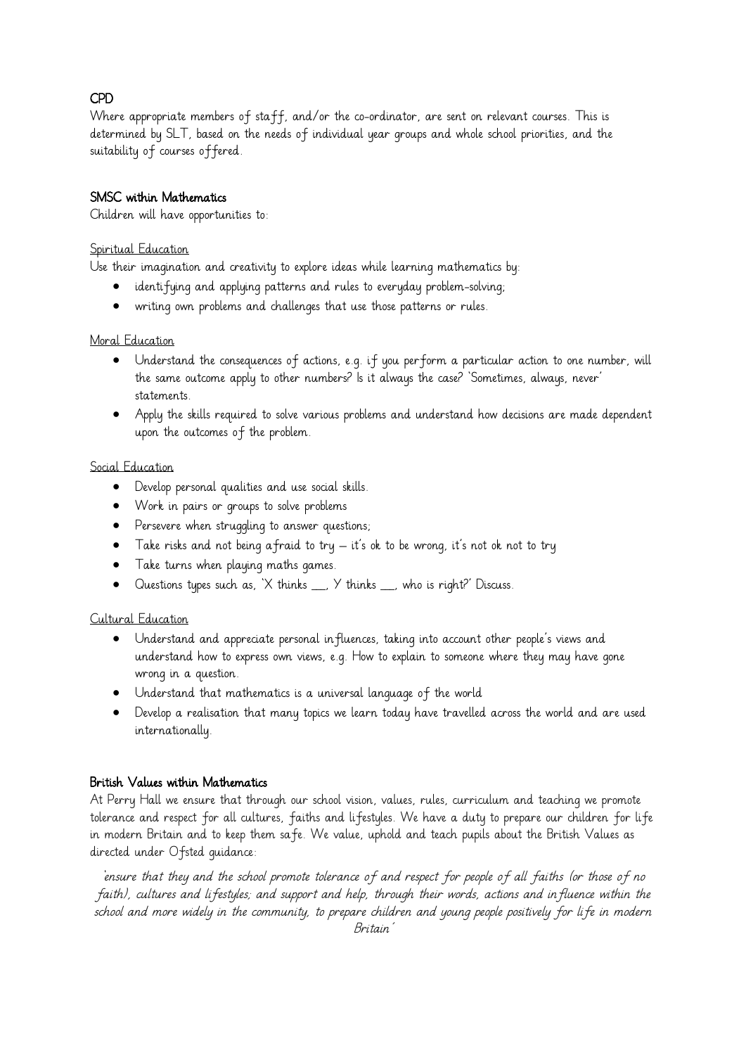## CPD

Where appropriate members of staff, and/or the co-ordinator, are sent on relevant courses. This is determined by SLT, based on the needs of individual year groups and whole school priorities, and the suitability of courses offered.

## SMSC within Mathematics

Children will have opportunities to:

### Spiritual Education

Use their imagination and creativity to explore ideas while learning mathematics by:

- identifying and applying patterns and rules to everyday problem-solving;
- writing own problems and challenges that use those patterns or rules.

### Moral Education

- Understand the consequences of actions, e.g. if you perform a particular action to one number, will the same outcome apply to other numbers? Is it always the case? 'Sometimes, always, never' statements.
- Apply the skills required to solve various problems and understand how decisions are made dependent upon the outcomes of the problem.

### Social Education

- Develop personal qualities and use social skills.
- Work in pairs or groups to solve problems
- Persevere when struggling to answer questions;
- Take risks and not being afraid to try – it's ok to be wrong, it's not ok not to try
- Take turns when playing maths games.
- Questions types such as, 'X thinks __, Y thinks __, who is right?' Discuss.

### Cultural Education

- Understand and appreciate personal influences, taking into account other people's views and understand how to express own views, e.g. How to explain to someone where they may have gone wrong in a question.
- Understand that mathematics is a universal language of the world
- Develop a realisation that many topics we learn today have travelled across the world and are used internationally.

## British Values within Mathematics

At Perry Hall we ensure that through our school vision, values, rules, curriculum and teaching we promote tolerance and respect for all cultures, faiths and lifestyles. We have a duty to prepare our children for life in modern Britain and to keep them safe. We value, uphold and teach pupils about the British Values as directed under Ofsted guidance:

*'ensure that they and the school promote tolerance of and respect for people of all faiths (or those of no faith), cultures and lifestyles; and support and help, through their words, actions and influence within the school and more widely in the community, to prepare children and young people positively for life in modern Britain'*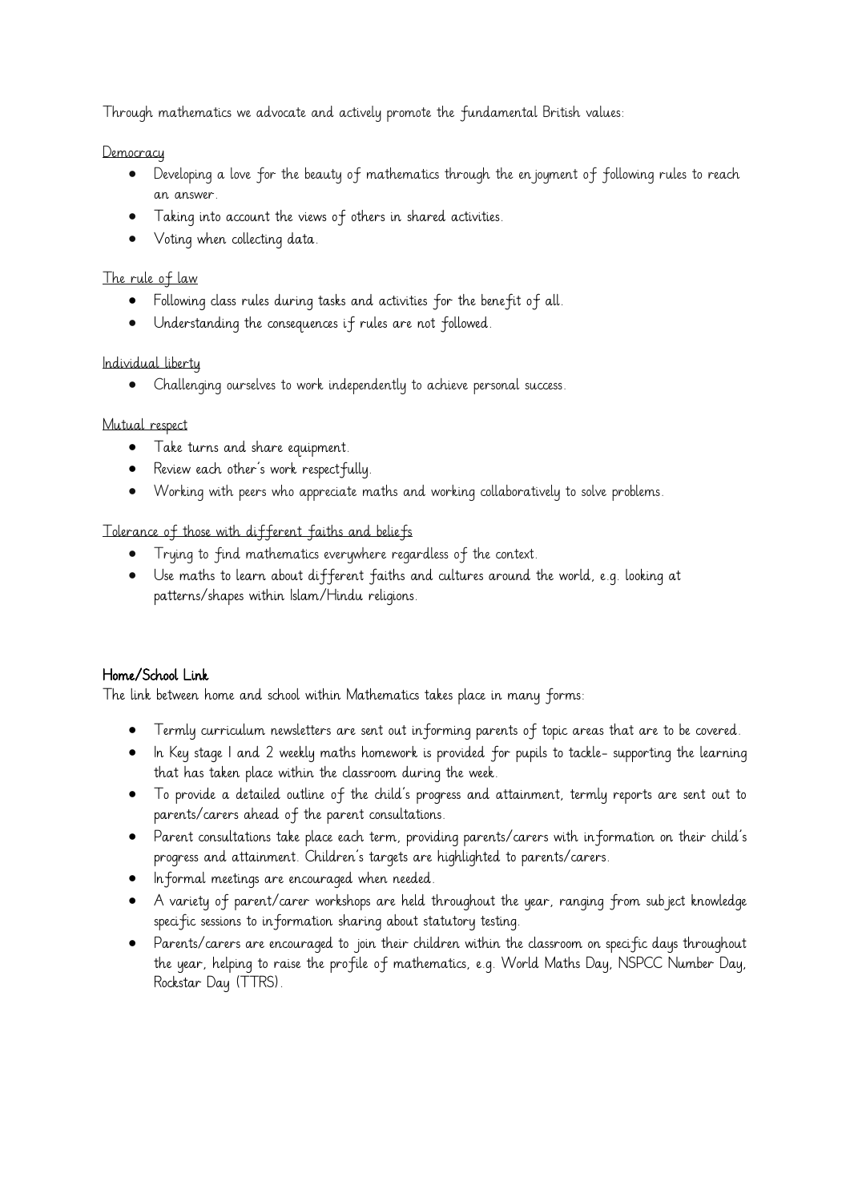Through mathematics we advocate and actively promote the fundamental British values:

<u>Democracy</u>

- Developing a love for the beauty of mathematics through the enjoyment of following rules to reach an answer.
- Taking into account the views of others in shared activities.
- Voting when collecting data.

<u>The rule of law</u>

- Following class rules during tasks and activities for the benefit of all.
- Understanding the consequences if rules are not followed.

<u>Individual liberty</u>

- Challenging ourselves to work independently to achieve personal success.

<u>Mutual respect</u>

- Take turns and share equipment.
- Review each other's work respectfully.
- Working with peers who appreciate maths and working collaboratively to solve problems.

<u>Tolerance of those with different faiths and beliefs</u>

- Trying to find mathematics everywhere regardless of the context.
- Use maths to learn about different faiths and cultures around the world, e.g. looking at patterns/shapes within Islam/Hindu religions.

**Home/School Link**

The link between home and school within Mathematics takes place in many forms:

- Termly curriculum newsletters are sent out informing parents of topic areas that are to be covered.
- In Key stage 1 and 2 weekly maths homework is provided for pupils to tackle- supporting the learning that has taken place within the classroom during the week.
- To provide a detailed outline of the child's progress and attainment, termly reports are sent out to parents/carers ahead of the parent consultations.
- Parent consultations take place each term, providing parents/carers with information on their child's progress and attainment. Children's targets are highlighted to parents/carers.
- Informal meetings are encouraged when needed.
- A variety of parent/carer workshops are held throughout the year, ranging from subject knowledge specific sessions to information sharing about statutory testing.
- Parents/carers are encouraged to join their children within the classroom on specific days throughout the year, helping to raise the profile of mathematics, e.g. World Maths Day, NSPCC Number Day, Rockstar Day (TTRS).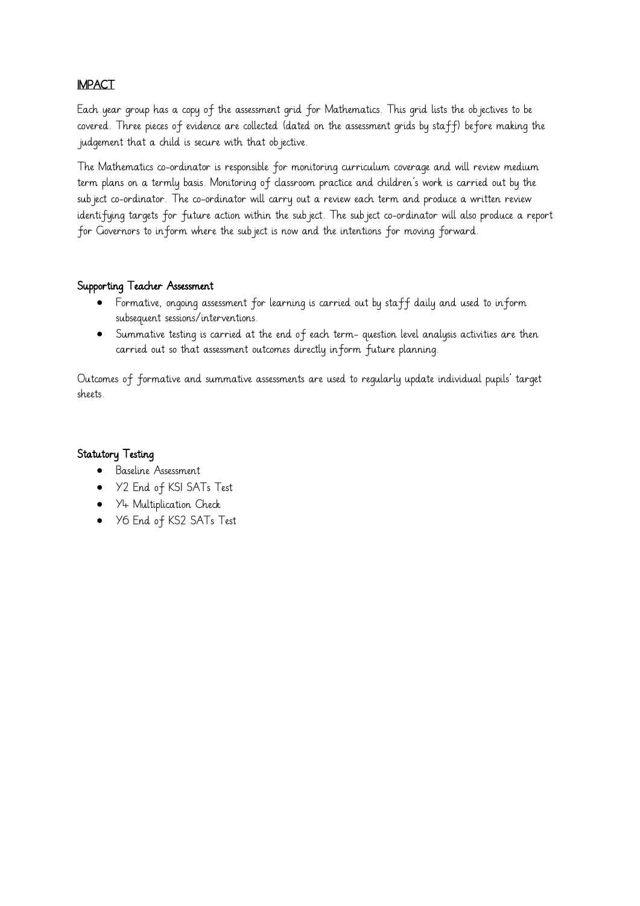## IMPACT

Each year group has a copy of the assessment grid for Mathematics. This grid lists the objectives to be covered. Three pieces of evidence are collected (dated on the assessment grids by staff) before making the judgement that a child is secure with that objective.

The Mathematics co-ordinator is responsible for monitoring curriculum coverage and will review medium term plans on a termly basis. Monitoring of classroom practice and children's work is carried out by the subject co-ordinator. The co-ordinator will carry out a review each term and produce a written review identifying targets for future action within the subject. The subject co-ordinator will also produce a report for Governors to inform where the subject is now and the intentions for moving forward.

### Supporting Teacher Assessment

- Formative, ongoing assessment for learning is carried out by staff daily and used to inform subsequent sessions/interventions.
- Summative testing is carried at the end of each term- question level analysis activities are then carried out so that assessment outcomes directly inform future planning.

Outcomes of formative and summative assessments are used to regularly update individual pupils' target sheets.

### Statutory Testing

- Baseline Assessment
- Y2 End of KS1 SATs Test
- Y4 Multiplication Check
- Y6 End of KS2 SATs Test